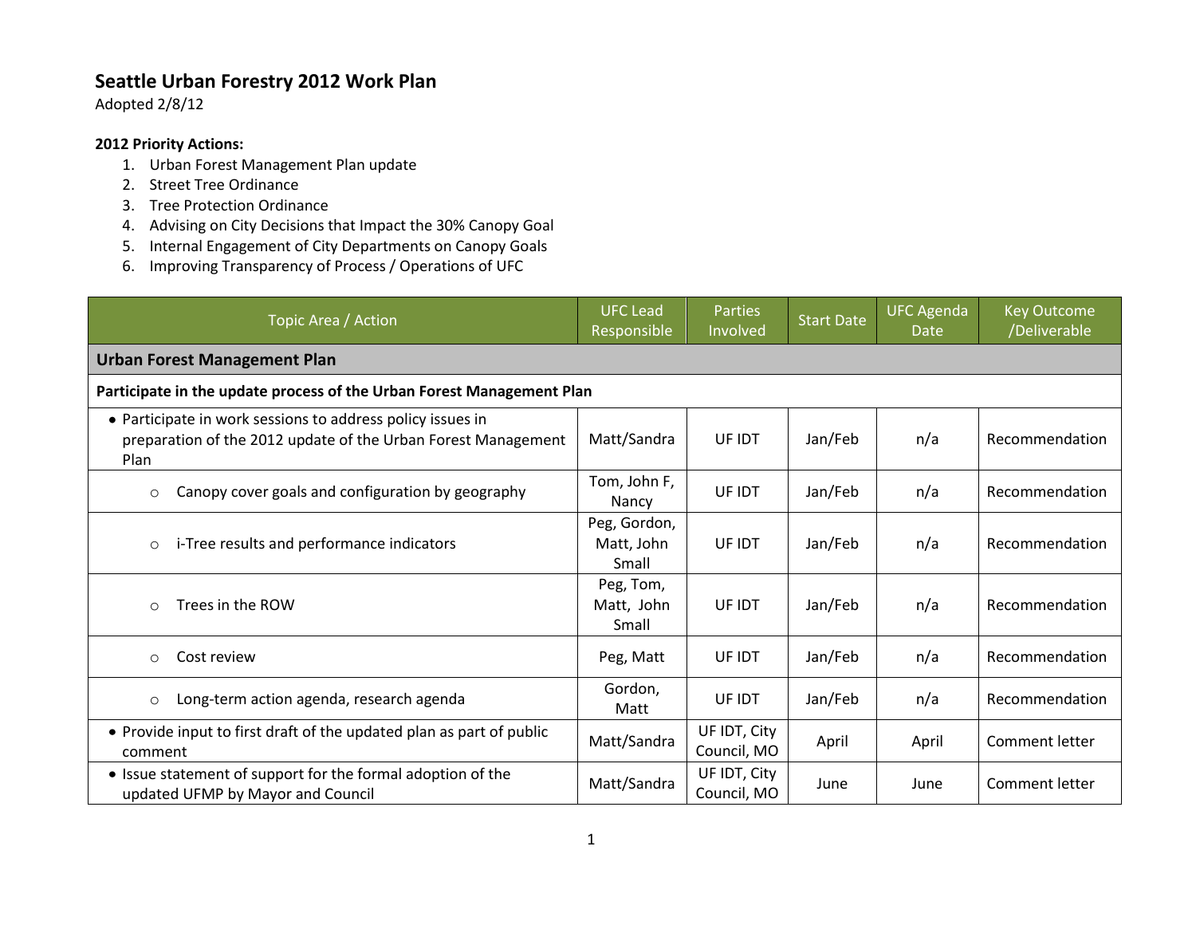# Seattle Urban Forestry 2012 Work Plan

Adopted 2/8/12

**2012 Priority Actions:**

1. Urban Forest Management Plan update
2. Street Tree Ordinance
3. Tree Protection Ordinance
4. Advising on City Decisions that Impact the 30% Canopy Goal
5. Internal Engagement of City Departments on Canopy Goals
6. Improving Transparency of Process / Operations of UFC

| Topic Area / Action | UFC Lead Responsible | Parties Involved | Start Date | UFC Agenda Date | Key Outcome /Deliverable |
|---|---|---|---|---|---|
| **Urban Forest Management Plan** | | | | | |
| **Participate in the update process of the Urban Forest Management Plan** | | | | | |
| • Participate in work sessions to address policy issues in preparation of the 2012 update of the Urban Forest Management Plan | Matt/Sandra | UF IDT | Jan/Feb | n/a | Recommendation |
| ○ Canopy cover goals and configuration by geography | Tom, John F, Nancy | UF IDT | Jan/Feb | n/a | Recommendation |
| ○ i-Tree results and performance indicators | Peg, Gordon, Matt, John Small | UF IDT | Jan/Feb | n/a | Recommendation |
| ○ Trees in the ROW | Peg, Tom, Matt, John Small | UF IDT | Jan/Feb | n/a | Recommendation |
| ○ Cost review | Peg, Matt | UF IDT | Jan/Feb | n/a | Recommendation |
| ○ Long-term action agenda, research agenda | Gordon, Matt | UF IDT | Jan/Feb | n/a | Recommendation |
| • Provide input to first draft of the updated plan as part of public comment | Matt/Sandra | UF IDT, City Council, MO | April | April | Comment letter |
| • Issue statement of support for the formal adoption of the updated UFMP by Mayor and Council | Matt/Sandra | UF IDT, City Council, MO | June | June | Comment letter |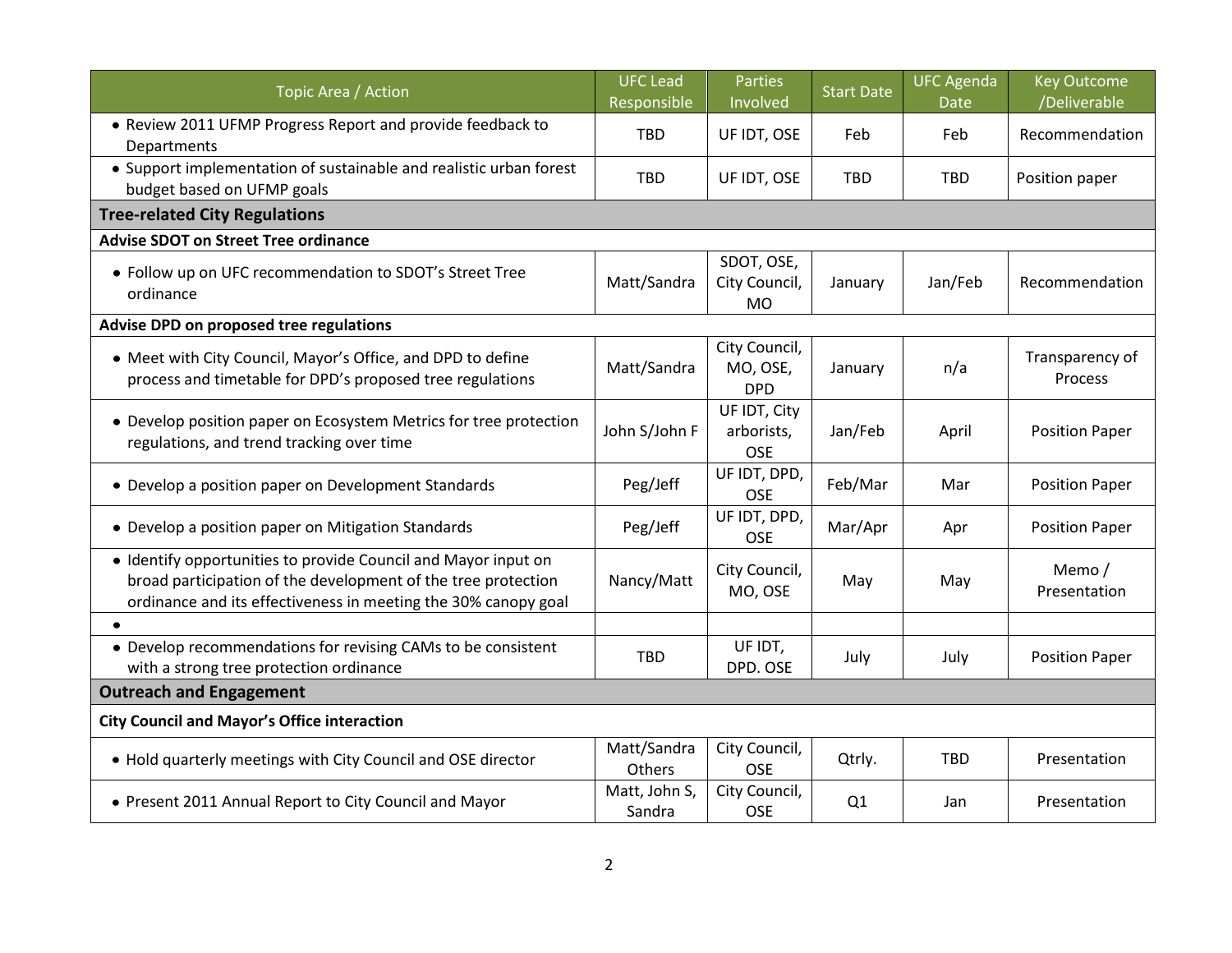| Topic Area / Action | UFC Lead Responsible | Parties Involved | Start Date | UFC Agenda Date | Key Outcome /Deliverable |
|---|---|---|---|---|---|
| • Review 2011 UFMP Progress Report and provide feedback to Departments | TBD | UF IDT, OSE | Feb | Feb | Recommendation |
| • Support implementation of sustainable and realistic urban forest budget based on UFMP goals | TBD | UF IDT, OSE | TBD | TBD | Position paper |
| **Tree-related City Regulations** | | | | | |
| **Advise SDOT on Street Tree ordinance** | | | | | |
| • Follow up on UFC recommendation to SDOT's Street Tree ordinance | Matt/Sandra | SDOT, OSE, City Council, MO | January | Jan/Feb | Recommendation |
| **Advise DPD on proposed tree regulations** | | | | | |
| • Meet with City Council, Mayor's Office, and DPD to define process and timetable for DPD's proposed tree regulations | Matt/Sandra | City Council, MO, OSE, DPD | January | n/a | Transparency of Process |
| • Develop position paper on Ecosystem Metrics for tree protection regulations, and trend tracking over time | John S/John F | UF IDT, City arborists, OSE | Jan/Feb | April | Position Paper |
| • Develop a position paper on Development Standards | Peg/Jeff | UF IDT, DPD, OSE | Feb/Mar | Mar | Position Paper |
| • Develop a position paper on Mitigation Standards | Peg/Jeff | UF IDT, DPD, OSE | Mar/Apr | Apr | Position Paper |
| • Identify opportunities to provide Council and Mayor input on broad participation of the development of the tree protection ordinance and its effectiveness in meeting the 30% canopy goal | Nancy/Matt | City Council, MO, OSE | May | May | Memo / Presentation |
| • | | | | | |
| • Develop recommendations for revising CAMs to be consistent with a strong tree protection ordinance | TBD | UF IDT, DPD. OSE | July | July | Position Paper |
| **Outreach and Engagement** | | | | | |
| **City Council and Mayor's Office interaction** | | | | | |
| • Hold quarterly meetings with City Council and OSE director | Matt/Sandra Others | City Council, OSE | Qtrly. | TBD | Presentation |
| • Present 2011 Annual Report to City Council and Mayor | Matt, John S, Sandra | City Council, OSE | Q1 | Jan | Presentation |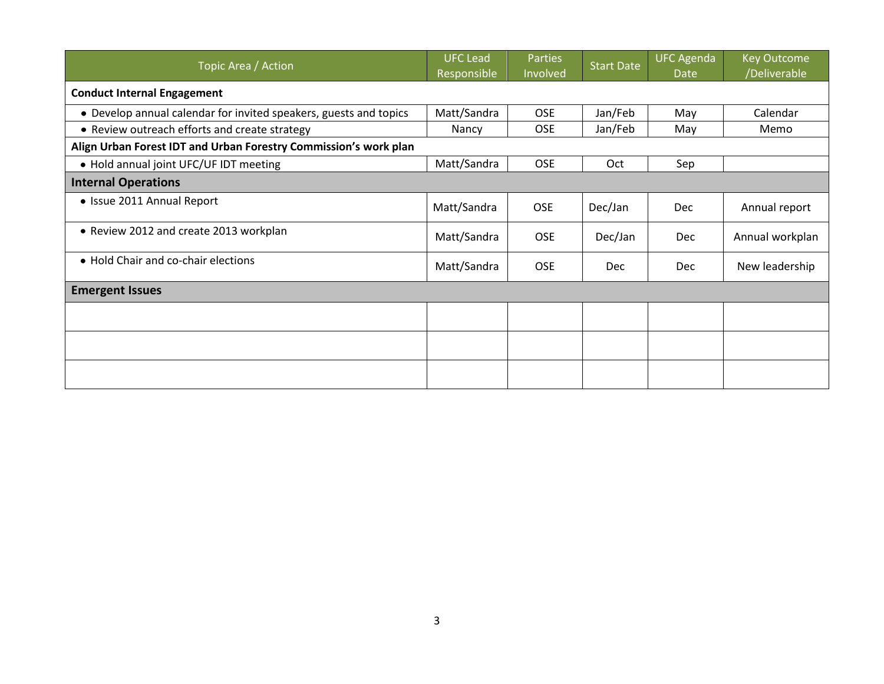| Topic Area / Action | UFC Lead Responsible | Parties Involved | Start Date | UFC Agenda Date | Key Outcome /Deliverable |
|---|---|---|---|---|---|
| **Conduct Internal Engagement** | | | | | |
| • Develop annual calendar for invited speakers, guests and topics | Matt/Sandra | OSE | Jan/Feb | May | Calendar |
| • Review outreach efforts and create strategy | Nancy | OSE | Jan/Feb | May | Memo |
| **Align Urban Forest IDT and Urban Forestry Commission's work plan** | | | | | |
| • Hold annual joint UFC/UF IDT meeting | Matt/Sandra | OSE | Oct | Sep | |
| **Internal Operations** | | | | | |
| • Issue 2011 Annual Report | Matt/Sandra | OSE | Dec/Jan | Dec | Annual report |
| • Review 2012 and create 2013 workplan | Matt/Sandra | OSE | Dec/Jan | Dec | Annual workplan |
| • Hold Chair and co-chair elections | Matt/Sandra | OSE | Dec | Dec | New leadership |
| **Emergent Issues** | | | | | |
| | | | | | |
| | | | | | |
| | | | | | |